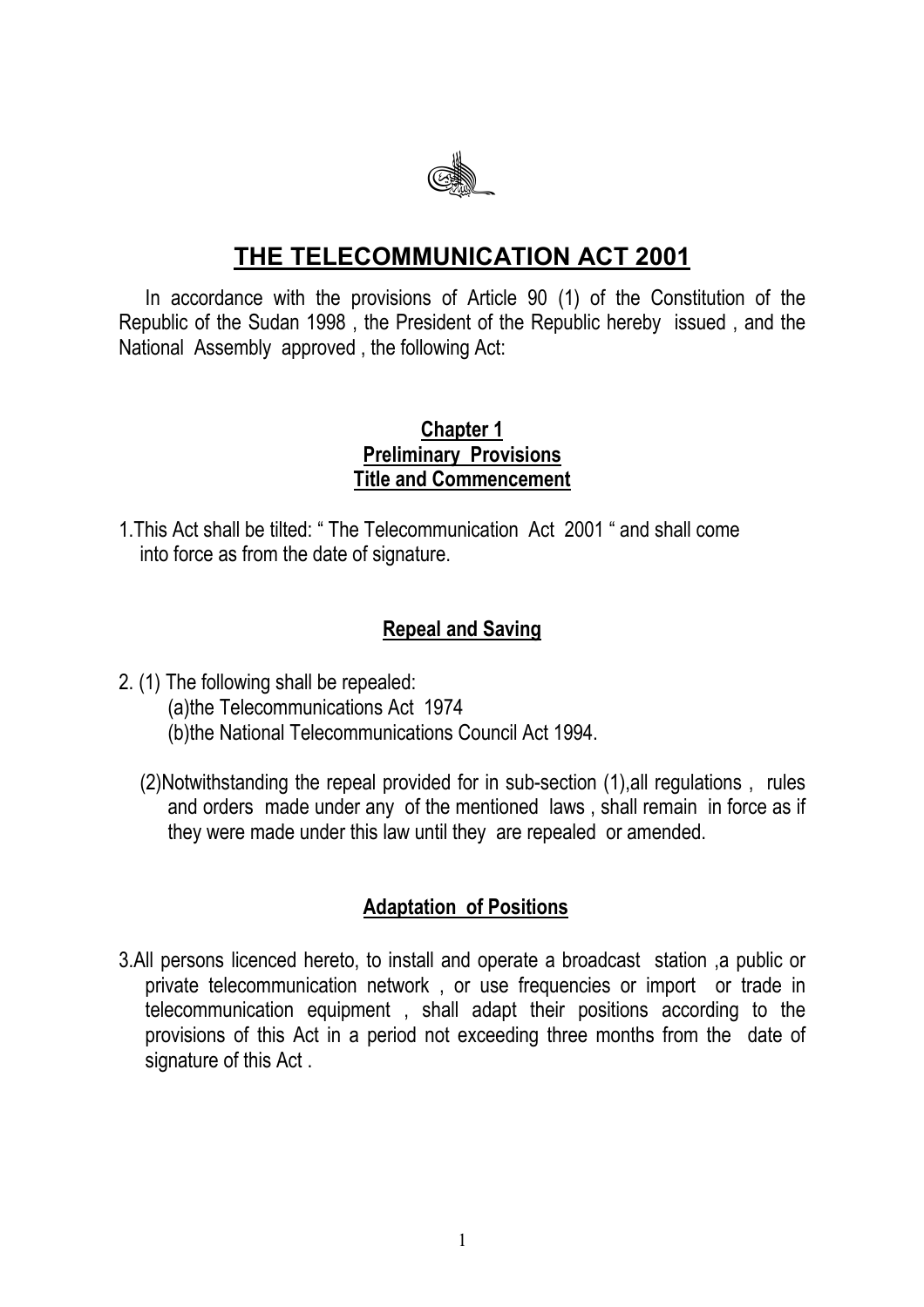# THE TELECOMMUNICATION ACT 2001

In accordance with the provisions of Article 90 (1) of the Constitution of the Republic of the Sudan 1998 , the President of the Republic hereby issued , and the National Assembly approved , the following Act:

## Chapter 1
## Preliminary Provisions
### Title and Commencement

1.This Act shall be tilted: " The Telecommunication Act 2001 " and shall come into force as from the date of signature.

### Repeal and Saving

2. (1) The following shall be repealed:
   (a)the Telecommunications Act 1974
   (b)the National Telecommunications Council Act 1994.

   (2)Notwithstanding the repeal provided for in sub-section (1),all regulations , rules and orders made under any of the mentioned laws , shall remain in force as if they were made under this law until they are repealed or amended.

### Adaptation of Positions

3.All persons licenced hereto, to install and operate a broadcast station ,a public or private telecommunication network , or use frequencies or import or trade in telecommunication equipment , shall adapt their positions according to the provisions of this Act in a period not exceeding three months from the date of signature of this Act .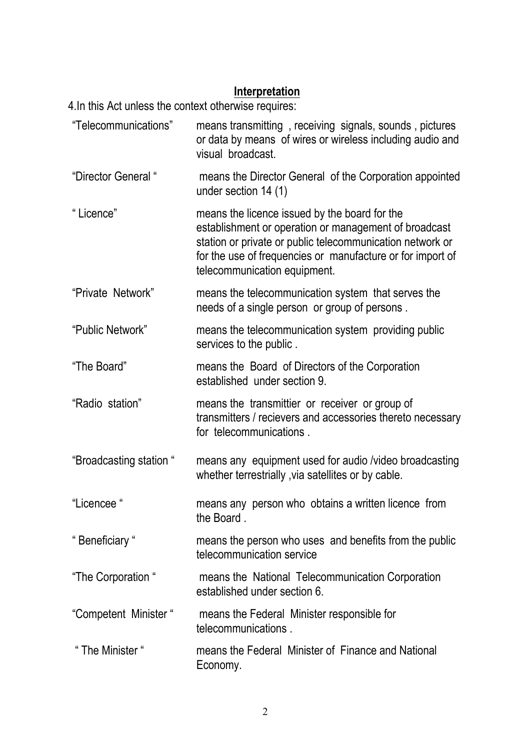## Interpretation

4.In this Act unless the context otherwise requires:

| | |
|---|---|
| "Telecommunications" | means transmitting , receiving signals, sounds , pictures or data by means of wires or wireless including audio and visual broadcast. |
| "Director General " | means the Director General of the Corporation appointed under section 14 (1) |
| " Licence" | means the licence issued by the board for the establishment or operation or management of broadcast station or private or public telecommunication network or for the use of frequencies or manufacture or for import of telecommunication equipment. |
| "Private Network" | means the telecommunication system that serves the needs of a single person or group of persons . |
| "Public Network" | means the telecommunication system providing public services to the public . |
| "The Board" | means the Board of Directors of the Corporation established under section 9. |
| "Radio station" | means the transmittier or receiver or group of transmitters / recievers and accessories thereto necessary for telecommunications . |
| "Broadcasting station " | means any equipment used for audio /video broadcasting whether terrestrially ,via satellites or by cable. |
| "Licencee " | means any person who obtains a written licence from the Board . |
| " Beneficiary " | means the person who uses and benefits from the public telecommunication service |
| "The Corporation " | means the National Telecommunication Corporation established under section 6. |
| "Competent Minister " | means the Federal Minister responsible for telecommunications . |
| " The Minister " | means the Federal Minister of Finance and National Economy. |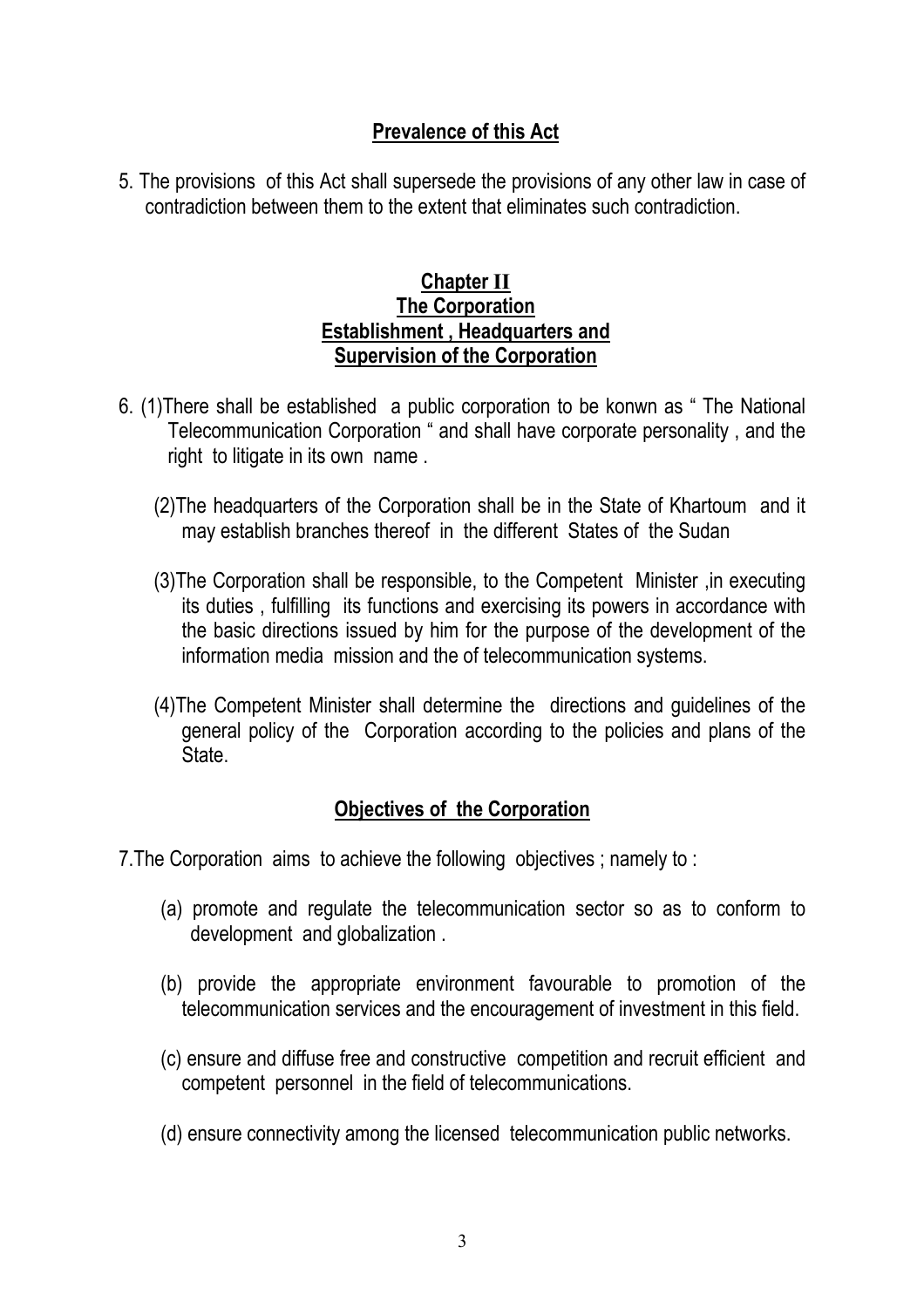## Prevalence of this Act

5. The provisions of this Act shall supersede the provisions of any other law in case of contradiction between them to the extent that eliminates such contradiction.

## Chapter II
## The Corporation
## Establishment , Headquarters and Supervision of the Corporation

6. (1)There shall be established a public corporation to be konwn as " The National Telecommunication Corporation " and shall have corporate personality , and the right to litigate in its own name .

   (2)The headquarters of the Corporation shall be in the State of Khartoum and it may establish branches thereof in the different States of the Sudan

   (3)The Corporation shall be responsible, to the Competent Minister ,in executing its duties , fulfilling its functions and exercising its powers in accordance with the basic directions issued by him for the purpose of the development of the information media mission and the of telecommunication systems.

   (4)The Competent Minister shall determine the directions and guidelines of the general policy of the Corporation according to the policies and plans of the State.

## Objectives of the Corporation

7.The Corporation aims to achieve the following objectives ; namely to :

   (a) promote and regulate the telecommunication sector so as to conform to development and globalization .

   (b) provide the appropriate environment favourable to promotion of the telecommunication services and the encouragement of investment in this field.

   (c) ensure and diffuse free and constructive competition and recruit efficient and competent personnel in the field of telecommunications.

   (d) ensure connectivity among the licensed telecommunication public networks.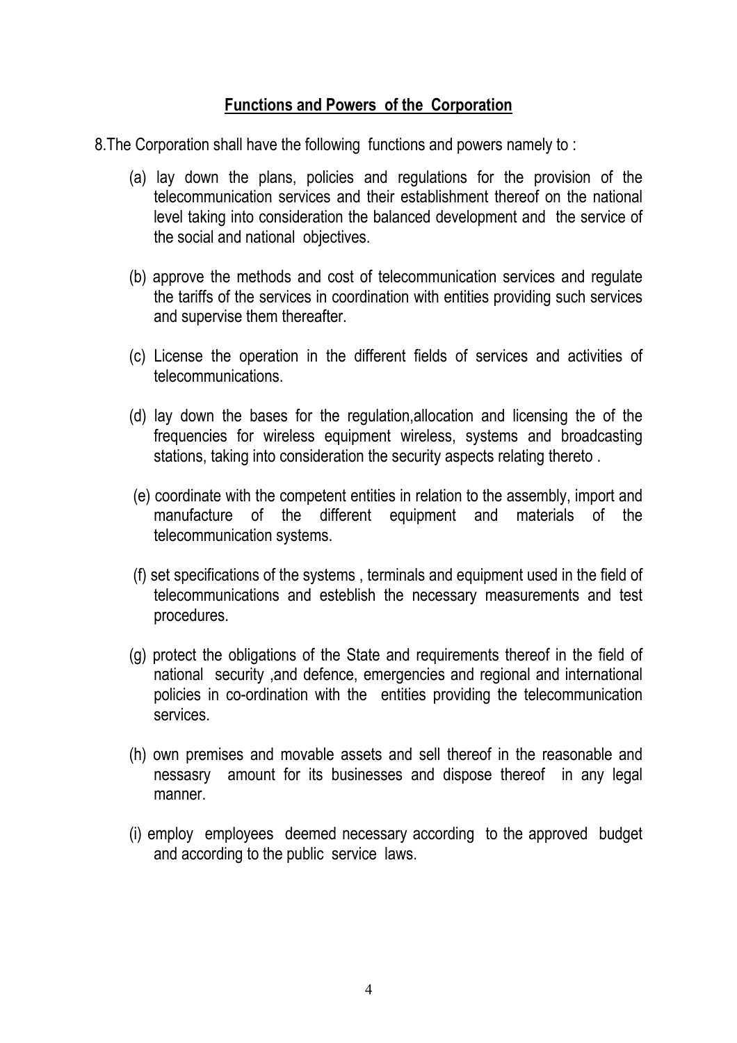## Functions and Powers of the Corporation

8.The Corporation shall have the following functions and powers namely to :

(a) lay down the plans, policies and regulations for the provision of the telecommunication services and their establishment thereof on the national level taking into consideration the balanced development and the service of the social and national objectives.

(b) approve the methods and cost of telecommunication services and regulate the tariffs of the services in coordination with entities providing such services and supervise them thereafter.

(c) License the operation in the different fields of services and activities of telecommunications.

(d) lay down the bases for the regulation,allocation and licensing the of the frequencies for wireless equipment wireless, systems and broadcasting stations, taking into consideration the security aspects relating thereto .

(e) coordinate with the competent entities in relation to the assembly, import and manufacture of the different equipment and materials of the telecommunication systems.

(f) set specifications of the systems , terminals and equipment used in the field of telecommunications and esteblish the necessary measurements and test procedures.

(g) protect the obligations of the State and requirements thereof in the field of national security ,and defence, emergencies and regional and international policies in co-ordination with the entities providing the telecommunication services.

(h) own premises and movable assets and sell thereof in the reasonable and nessasry amount for its businesses and dispose thereof in any legal manner.

(i) employ employees deemed necessary according to the approved budget and according to the public service laws.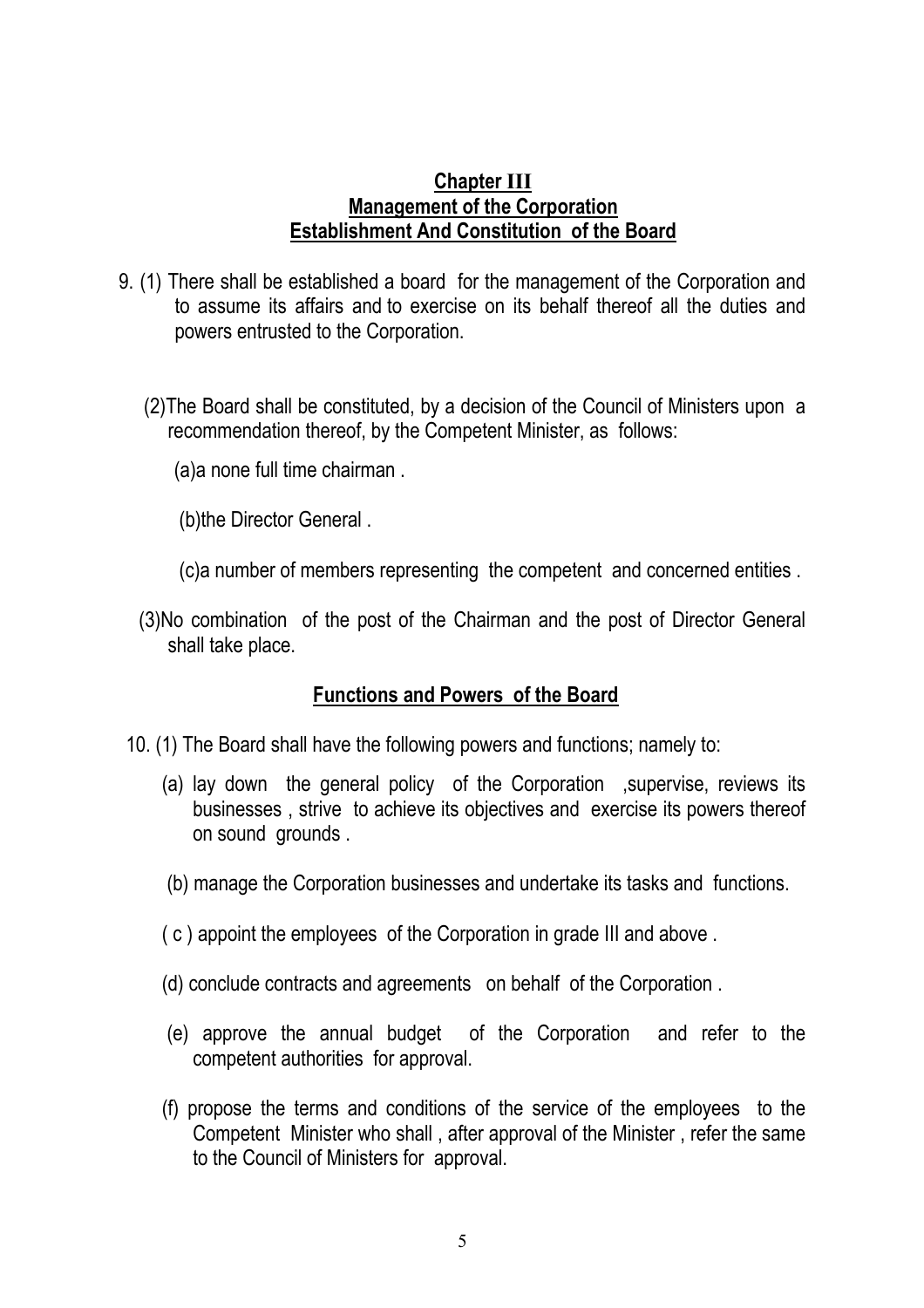## Chapter III
## Management of the Corporation
## Establishment And Constitution of the Board

9. (1) There shall be established a board for the management of the Corporation and to assume its affairs and to exercise on its behalf thereof all the duties and powers entrusted to the Corporation.

   (2)The Board shall be constituted, by a decision of the Council of Ministers upon a recommendation thereof, by the Competent Minister, as follows:

   (a)a none full time chairman .

   (b)the Director General .

   (c)a number of members representing the competent and concerned entities .

   (3)No combination of the post of the Chairman and the post of Director General shall take place.

## Functions and Powers of the Board

10. (1) The Board shall have the following powers and functions; namely to:

   (a) lay down the general policy of the Corporation ,supervise, reviews its businesses , strive to achieve its objectives and exercise its powers thereof on sound grounds .

   (b) manage the Corporation businesses and undertake its tasks and functions.

   ( c ) appoint the employees of the Corporation in grade III and above .

   (d) conclude contracts and agreements on behalf of the Corporation .

   (e) approve the annual budget of the Corporation and refer to the competent authorities for approval.

   (f) propose the terms and conditions of the service of the employees to the Competent Minister who shall , after approval of the Minister , refer the same to the Council of Ministers for approval.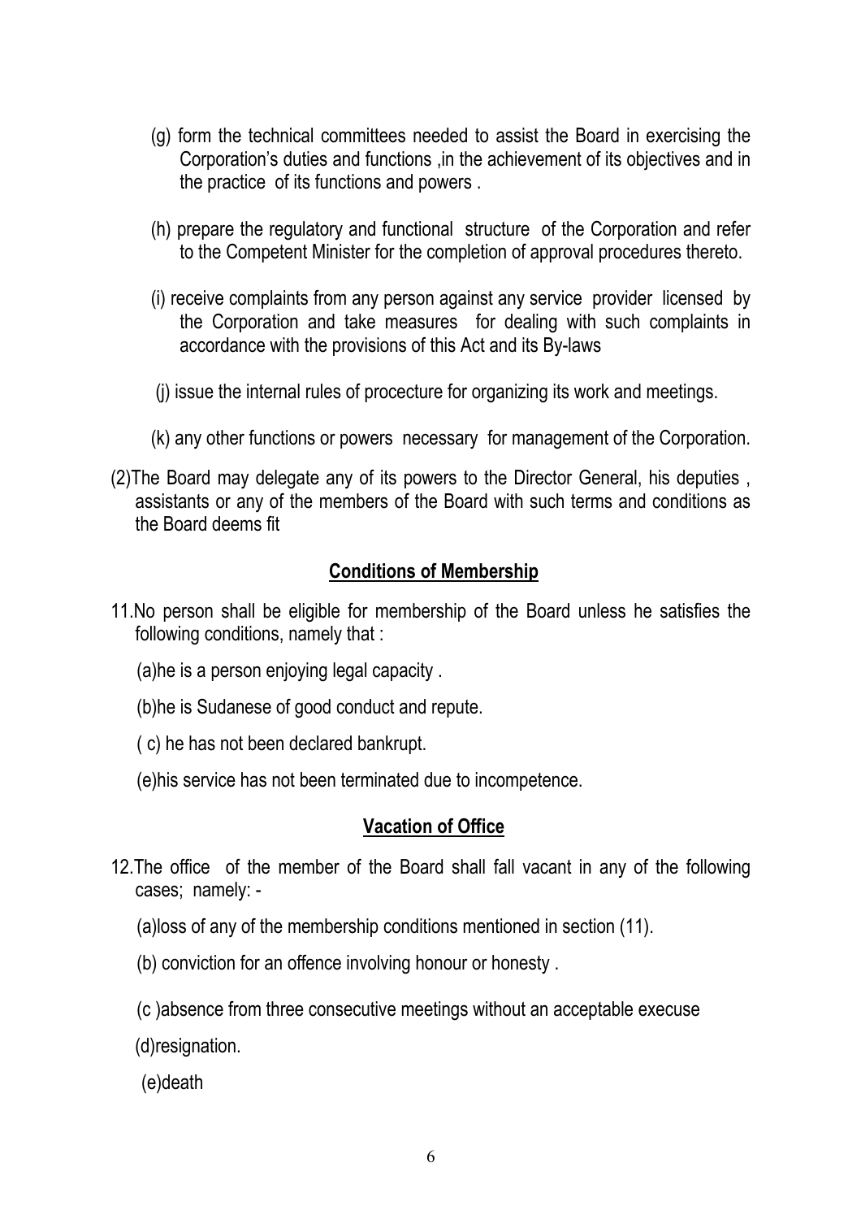(g) form the technical committees needed to assist the Board in exercising the Corporation's duties and functions ,in the achievement of its objectives and in the practice of its functions and powers .

(h) prepare the regulatory and functional structure of the Corporation and refer to the Competent Minister for the completion of approval procedures thereto.

(i) receive complaints from any person against any service provider licensed by the Corporation and take measures for dealing with such complaints in accordance with the provisions of this Act and its By-laws

(j) issue the internal rules of procecture for organizing its work and meetings.

(k) any other functions or powers necessary for management of the Corporation.

(2)The Board may delegate any of its powers to the Director General, his deputies , assistants or any of the members of the Board with such terms and conditions as the Board deems fit

## Conditions of Membership

11.No person shall be eligible for membership of the Board unless he satisfies the following conditions, namely that :

(a)he is a person enjoying legal capacity .

(b)he is Sudanese of good conduct and repute.

( c) he has not been declared bankrupt.

(e)his service has not been terminated due to incompetence.

## Vacation of Office

12.The office of the member of the Board shall fall vacant in any of the following cases; namely: -

(a)loss of any of the membership conditions mentioned in section (11).

(b) conviction for an offence involving honour or honesty .

(c )absence from three consecutive meetings without an acceptable execuse

(d)resignation.

(e)death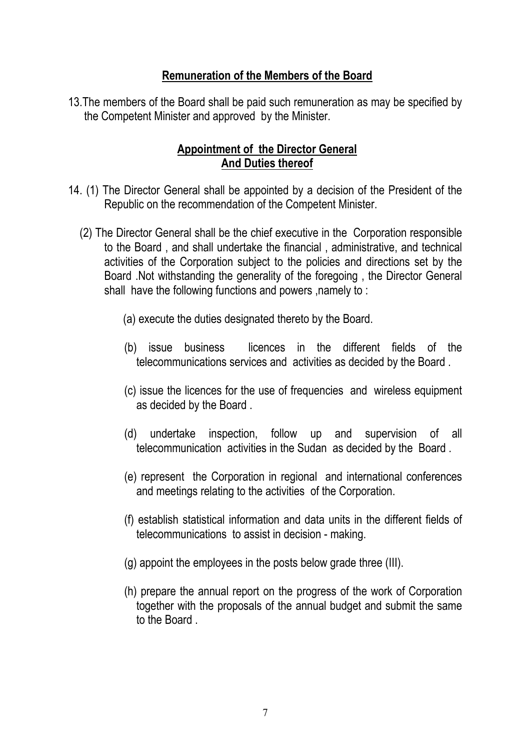## Remuneration of the Members of the Board

13.The members of the Board shall be paid such remuneration as may be specified by the Competent Minister and approved by the Minister.

## Appointment of the Director General And Duties thereof

14. (1) The Director General shall be appointed by a decision of the President of the Republic on the recommendation of the Competent Minister.

(2) The Director General shall be the chief executive in the Corporation responsible to the Board , and shall undertake the financial , administrative, and technical activities of the Corporation subject to the policies and directions set by the Board .Not withstanding the generality of the foregoing , the Director General shall have the following functions and powers ,namely to :

(a) execute the duties designated thereto by the Board.

(b) issue business licences in the different fields of the telecommunications services and activities as decided by the Board .

(c) issue the licences for the use of frequencies and wireless equipment as decided by the Board .

(d) undertake inspection, follow up and supervision of all telecommunication activities in the Sudan as decided by the Board .

(e) represent the Corporation in regional and international conferences and meetings relating to the activities of the Corporation.

(f) establish statistical information and data units in the different fields of telecommunications to assist in decision - making.

(g) appoint the employees in the posts below grade three (III).

(h) prepare the annual report on the progress of the work of Corporation together with the proposals of the annual budget and submit the same to the Board .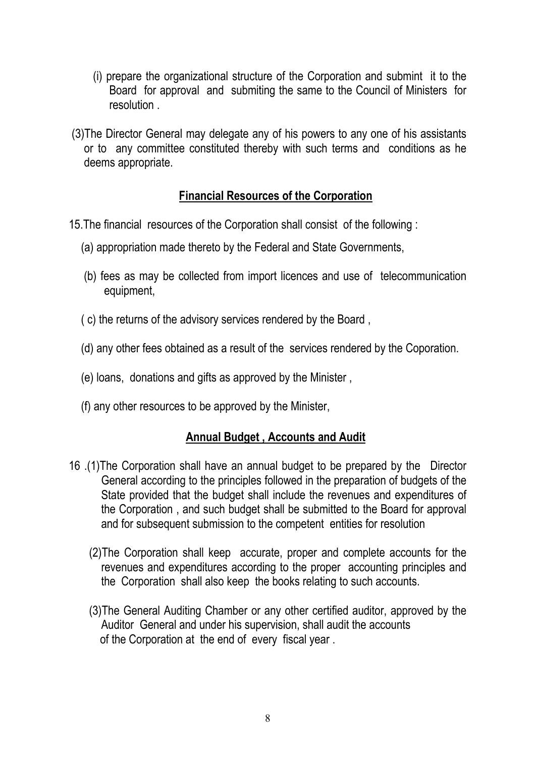(i) prepare the organizational structure of the Corporation and submint it to the Board for approval and submiting the same to the Council of Ministers for resolution .

(3)The Director General may delegate any of his powers to any one of his assistants or to any committee constituted thereby with such terms and conditions as he deems appropriate.

## **Financial Resources of the Corporation**

15.The financial resources of the Corporation shall consist of the following :

(a) appropriation made thereto by the Federal and State Governments,

(b) fees as may be collected from import licences and use of telecommunication equipment,

( c) the returns of the advisory services rendered by the Board ,

(d) any other fees obtained as a result of the services rendered by the Coporation.

(e) loans, donations and gifts as approved by the Minister ,

(f) any other resources to be approved by the Minister,

## **Annual Budget , Accounts and Audit**

16 .(1)The Corporation shall have an annual budget to be prepared by the Director General according to the principles followed in the preparation of budgets of the State provided that the budget shall include the revenues and expenditures of the Corporation , and such budget shall be submitted to the Board for approval and for subsequent submission to the competent entities for resolution

(2)The Corporation shall keep accurate, proper and complete accounts for the revenues and expenditures according to the proper accounting principles and the Corporation shall also keep the books relating to such accounts.

(3)The General Auditing Chamber or any other certified auditor, approved by the Auditor General and under his supervision, shall audit the accounts of the Corporation at the end of every fiscal year .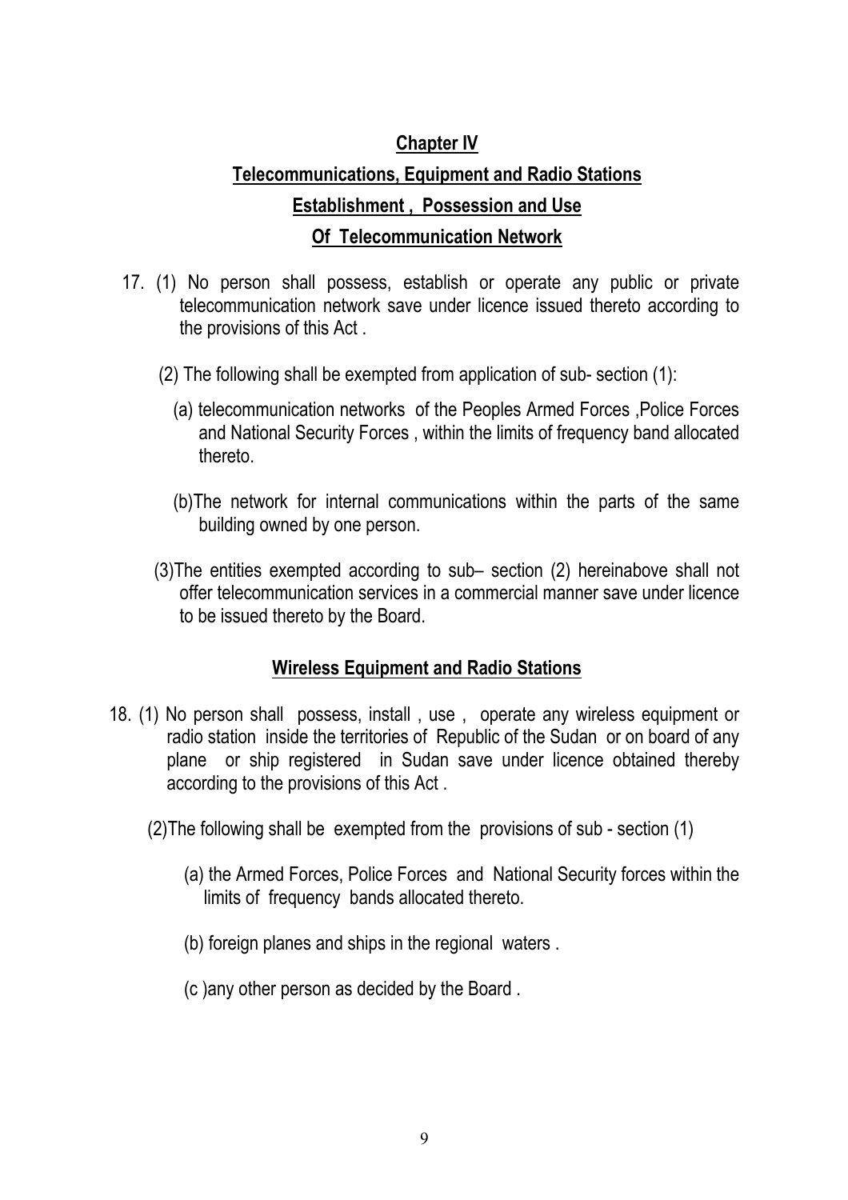## Chapter IV

## Telecommunications, Equipment and Radio Stations

## Establishment , Possession and Use

## Of Telecommunication Network

17. (1) No person shall possess, establish or operate any public or private telecommunication network save under licence issued thereto according to the provisions of this Act .

    (2) The following shall be exempted from application of sub- section (1):

    (a) telecommunication networks of the Peoples Armed Forces ,Police Forces and National Security Forces , within the limits of frequency band allocated thereto.

    (b)The network for internal communications within the parts of the same building owned by one person.

    (3)The entities exempted according to sub– section (2) hereinabove shall not offer telecommunication services in a commercial manner save under licence to be issued thereto by the Board.

## Wireless Equipment and Radio Stations

18. (1) No person shall possess, install , use , operate any wireless equipment or radio station inside the territories of Republic of the Sudan or on board of any plane or ship registered in Sudan save under licence obtained thereby according to the provisions of this Act .

    (2)The following shall be exempted from the provisions of sub - section (1)

    (a) the Armed Forces, Police Forces and National Security forces within the limits of frequency bands allocated thereto.

    (b) foreign planes and ships in the regional waters .

    (c )any other person as decided by the Board .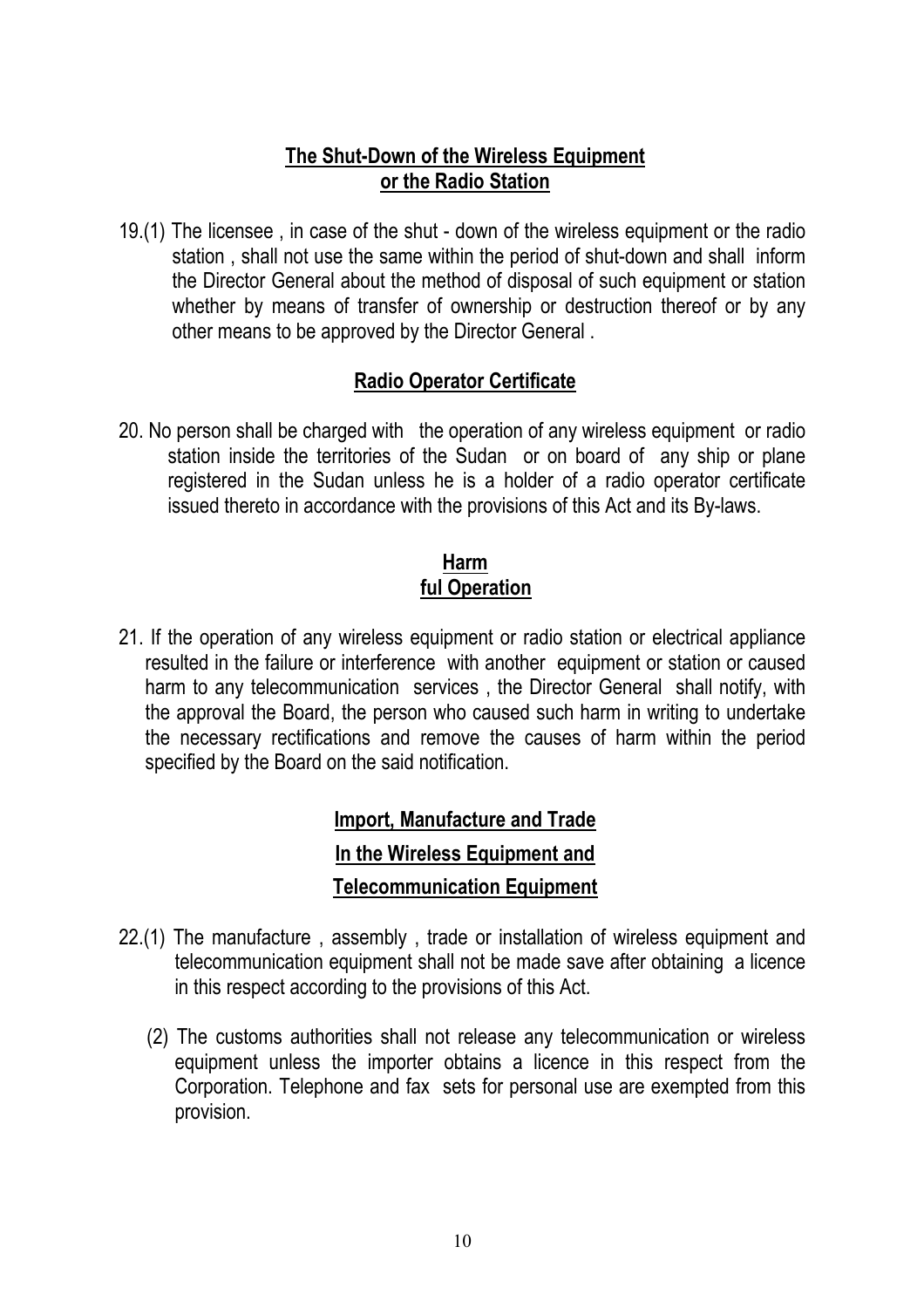**The Shut-Down of the Wireless Equipment or the Radio Station**

19.(1) The licensee , in case of the shut - down of the wireless equipment or the radio station , shall not use the same within the period of shut-down and shall inform the Director General about the method of disposal of such equipment or station whether by means of transfer of ownership or destruction thereof or by any other means to be approved by the Director General .

**Radio Operator Certificate**

20. No person shall be charged with the operation of any wireless equipment or radio station inside the territories of the Sudan or on board of any ship or plane registered in the Sudan unless he is a holder of a radio operator certificate issued thereto in accordance with the provisions of this Act and its By-laws.

**Harm ful Operation**

21. If the operation of any wireless equipment or radio station or electrical appliance resulted in the failure or interference with another equipment or station or caused harm to any telecommunication services , the Director General shall notify, with the approval the Board, the person who caused such harm in writing to undertake the necessary rectifications and remove the causes of harm within the period specified by the Board on the said notification.

**Import, Manufacture and Trade In the Wireless Equipment and Telecommunication Equipment**

22.(1) The manufacture , assembly , trade or installation of wireless equipment and telecommunication equipment shall not be made save after obtaining a licence in this respect according to the provisions of this Act.

(2) The customs authorities shall not release any telecommunication or wireless equipment unless the importer obtains a licence in this respect from the Corporation. Telephone and fax sets for personal use are exempted from this provision.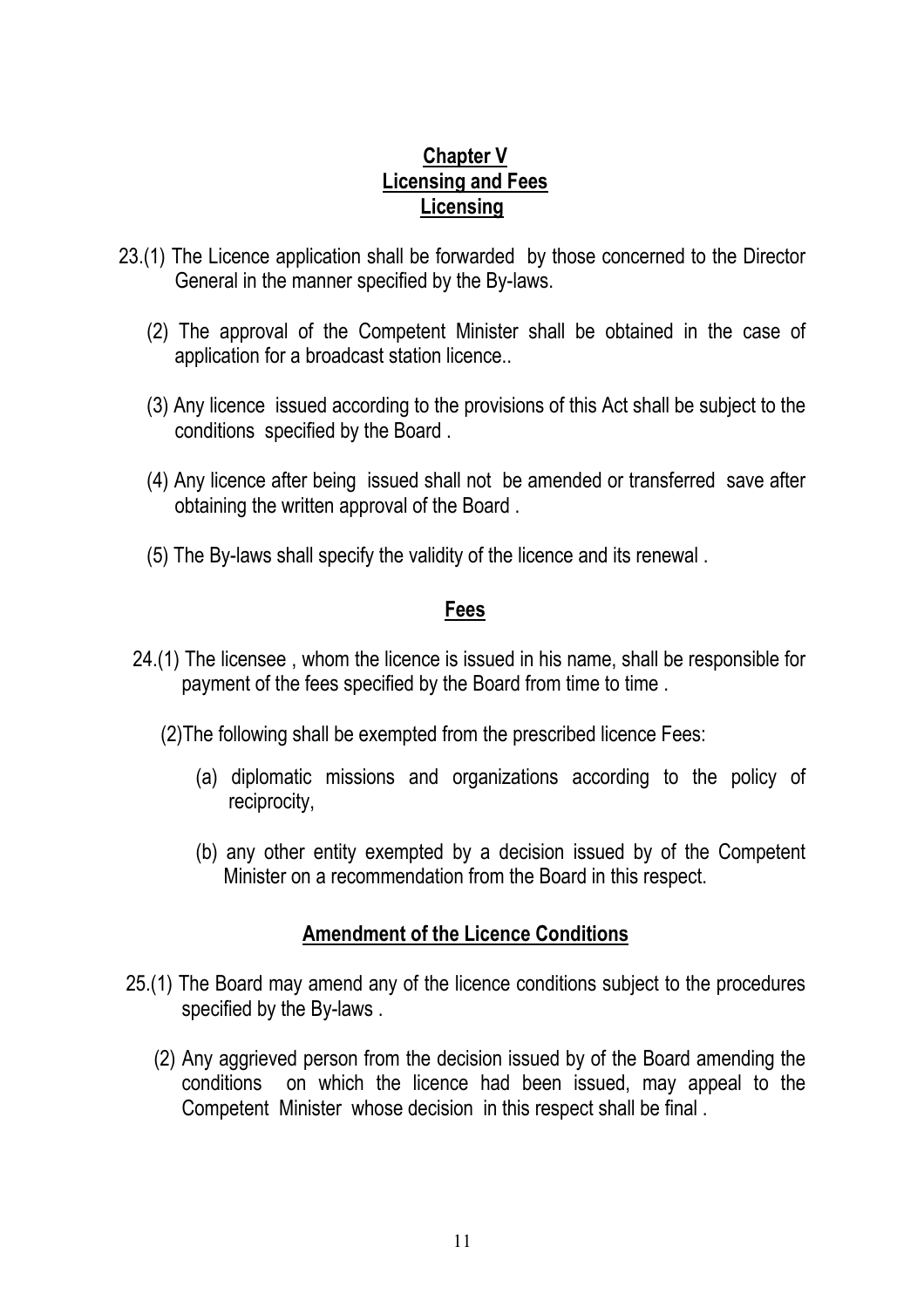## Chapter V
## Licensing and Fees
### Licensing

23.(1) The Licence application shall be forwarded by those concerned to the Director General in the manner specified by the By-laws.

(2) The approval of the Competent Minister shall be obtained in the case of application for a broadcast station licence..

(3) Any licence issued according to the provisions of this Act shall be subject to the conditions specified by the Board .

(4) Any licence after being issued shall not be amended or transferred save after obtaining the written approval of the Board .

(5) The By-laws shall specify the validity of the licence and its renewal .

### Fees

24.(1) The licensee , whom the licence is issued in his name, shall be responsible for payment of the fees specified by the Board from time to time .

(2)The following shall be exempted from the prescribed licence Fees:

(a) diplomatic missions and organizations according to the policy of reciprocity,

(b) any other entity exempted by a decision issued by of the Competent Minister on a recommendation from the Board in this respect.

### Amendment of the Licence Conditions

25.(1) The Board may amend any of the licence conditions subject to the procedures specified by the By-laws .

(2) Any aggrieved person from the decision issued by of the Board amending the conditions on which the licence had been issued, may appeal to the Competent Minister whose decision in this respect shall be final .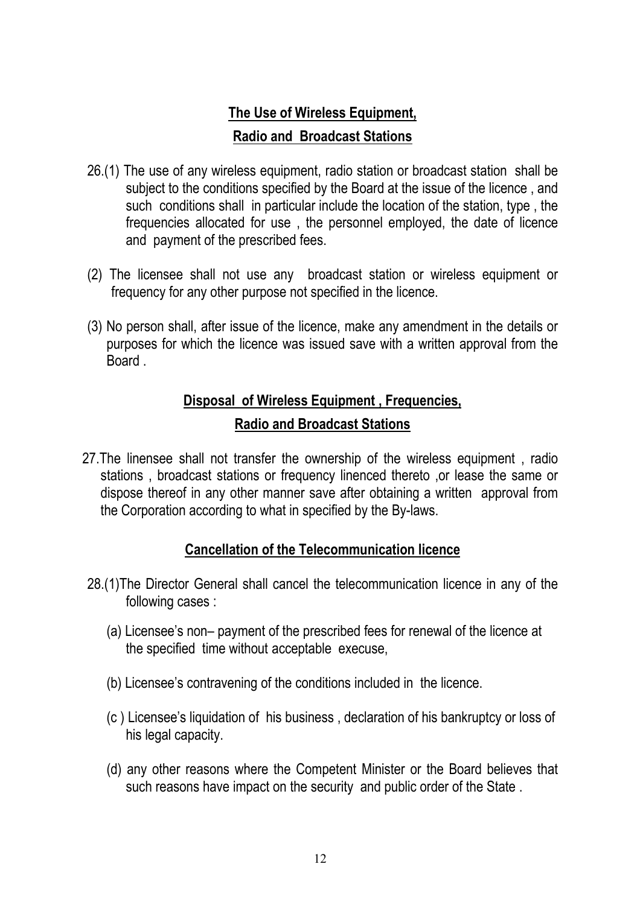## The Use of Wireless Equipment, Radio and Broadcast Stations

26.(1) The use of any wireless equipment, radio station or broadcast station shall be subject to the conditions specified by the Board at the issue of the licence , and such conditions shall in particular include the location of the station, type , the frequencies allocated for use , the personnel employed, the date of licence and payment of the prescribed fees.

(2) The licensee shall not use any broadcast station or wireless equipment or frequency for any other purpose not specified in the licence.

(3) No person shall, after issue of the licence, make any amendment in the details or purposes for which the licence was issued save with a written approval from the Board .

## Disposal of Wireless Equipment , Frequencies, Radio and Broadcast Stations

27.The linensee shall not transfer the ownership of the wireless equipment , radio stations , broadcast stations or frequency linenced thereto ,or lease the same or dispose thereof in any other manner save after obtaining a written approval from the Corporation according to what in specified by the By-laws.

## Cancellation of the Telecommunication licence

28.(1)The Director General shall cancel the telecommunication licence in any of the following cases :

(a) Licensee's non– payment of the prescribed fees for renewal of the licence at the specified time without acceptable execuse,

(b) Licensee's contravening of the conditions included in the licence.

(c ) Licensee's liquidation of his business , declaration of his bankruptcy or loss of his legal capacity.

(d) any other reasons where the Competent Minister or the Board believes that such reasons have impact on the security and public order of the State .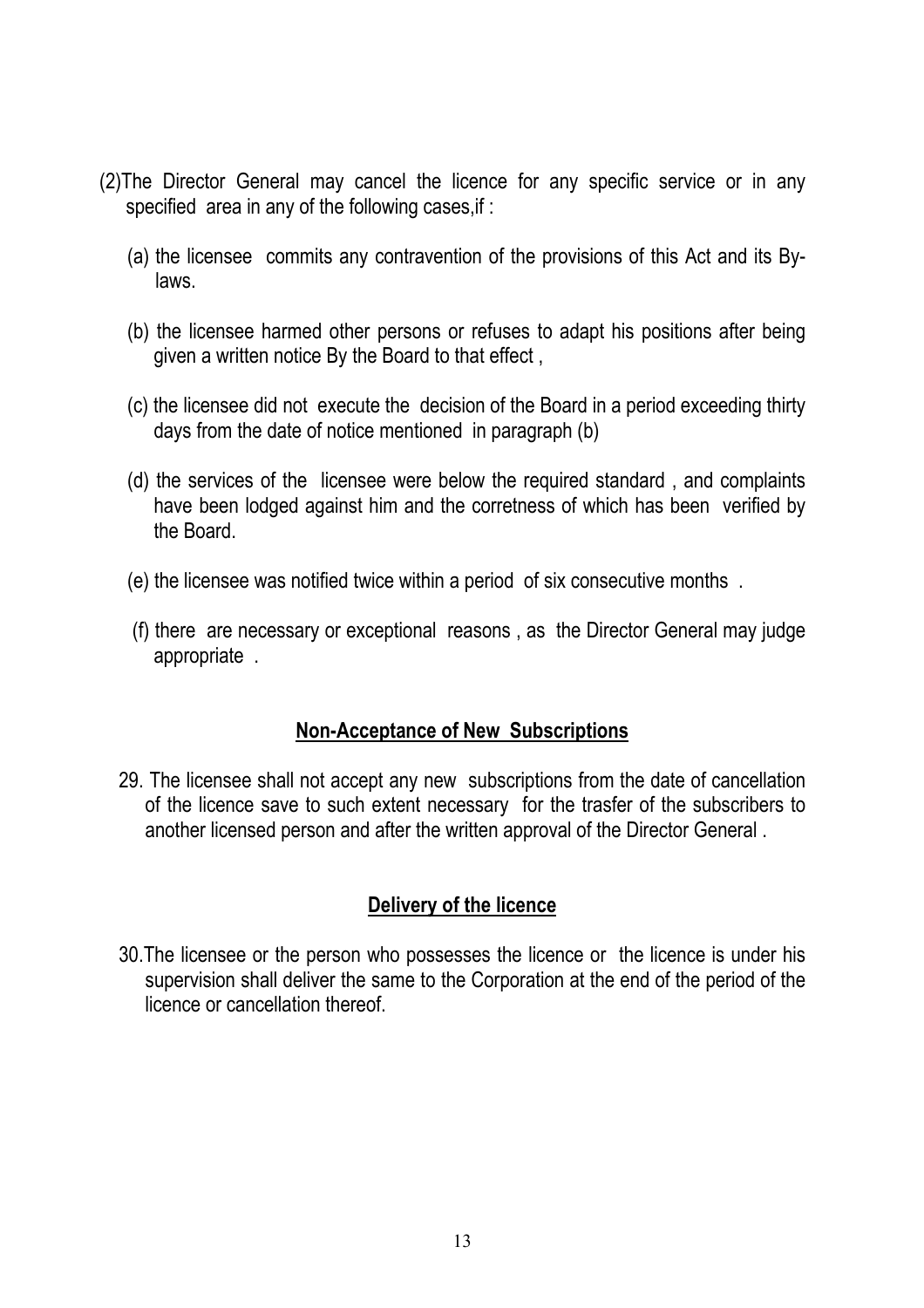(2)The Director General may cancel the licence for any specific service or in any specified area in any of the following cases,if :

(a) the licensee commits any contravention of the provisions of this Act and its By-laws.

(b) the licensee harmed other persons or refuses to adapt his positions after being given a written notice By the Board to that effect ,

(c) the licensee did not execute the decision of the Board in a period exceeding thirty days from the date of notice mentioned in paragraph (b)

(d) the services of the licensee were below the required standard , and complaints have been lodged against him and the corretness of which has been verified by the Board.

(e) the licensee was notified twice within a period of six consecutive months .

(f) there are necessary or exceptional reasons , as the Director General may judge appropriate .

## Non-Acceptance of New Subscriptions

29. The licensee shall not accept any new subscriptions from the date of cancellation of the licence save to such extent necessary for the trasfer of the subscribers to another licensed person and after the written approval of the Director General .

## Delivery of the licence

30.The licensee or the person who possesses the licence or the licence is under his supervision shall deliver the same to the Corporation at the end of the period of the licence or cancellation thereof.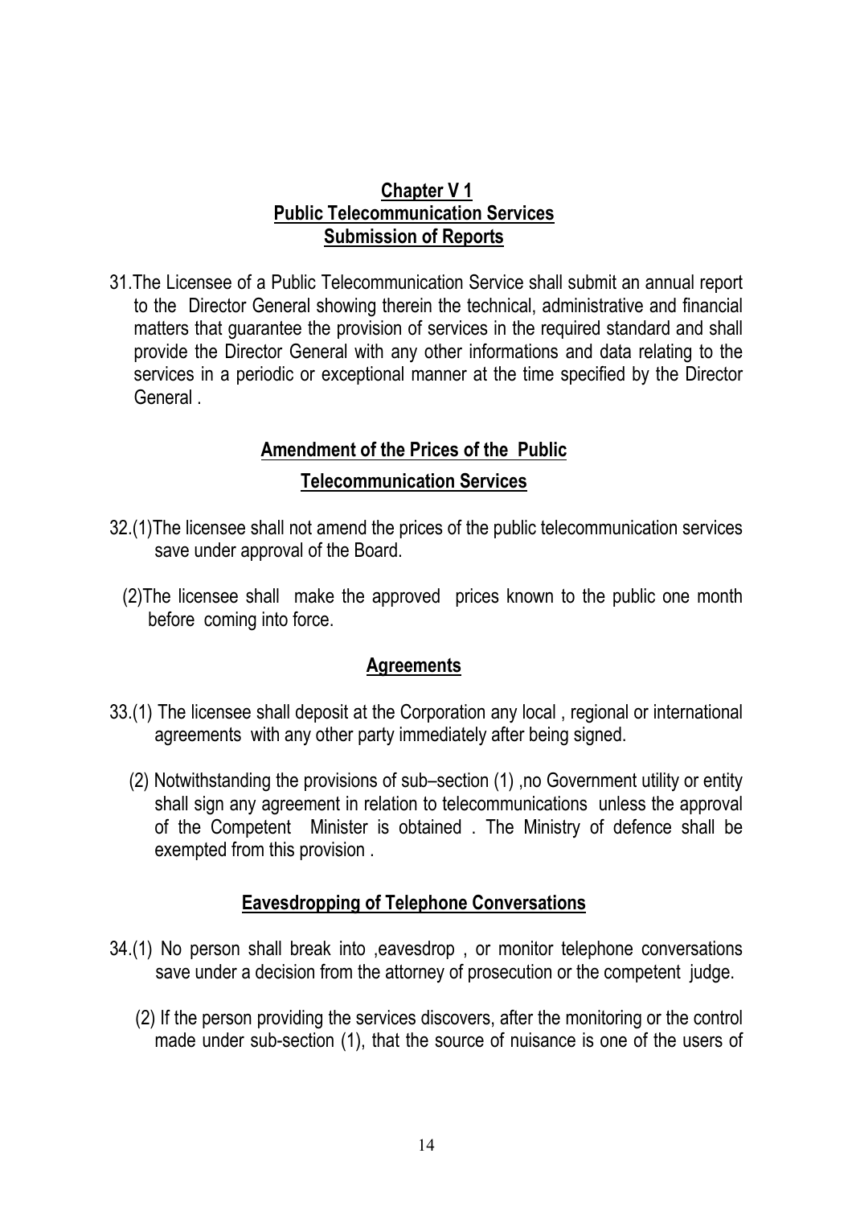## Chapter V 1
## Public Telecommunication Services
### Submission of Reports

31. The Licensee of a Public Telecommunication Service shall submit an annual report to the Director General showing therein the technical, administrative and financial matters that guarantee the provision of services in the required standard and shall provide the Director General with any other informations and data relating to the services in a periodic or exceptional manner at the time specified by the Director General .

### Amendment of the Prices of the Public Telecommunication Services

32.(1) The licensee shall not amend the prices of the public telecommunication services save under approval of the Board.

(2) The licensee shall make the approved prices known to the public one month before coming into force.

### Agreements

33.(1) The licensee shall deposit at the Corporation any local , regional or international agreements with any other party immediately after being signed.

(2) Notwithstanding the provisions of sub–section (1) ,no Government utility or entity shall sign any agreement in relation to telecommunications unless the approval of the Competent Minister is obtained . The Ministry of defence shall be exempted from this provision .

### Eavesdropping of Telephone Conversations

34.(1) No person shall break into ,eavesdrop , or monitor telephone conversations save under a decision from the attorney of prosecution or the competent judge.

(2) If the person providing the services discovers, after the monitoring or the control made under sub-section (1), that the source of nuisance is one of the users of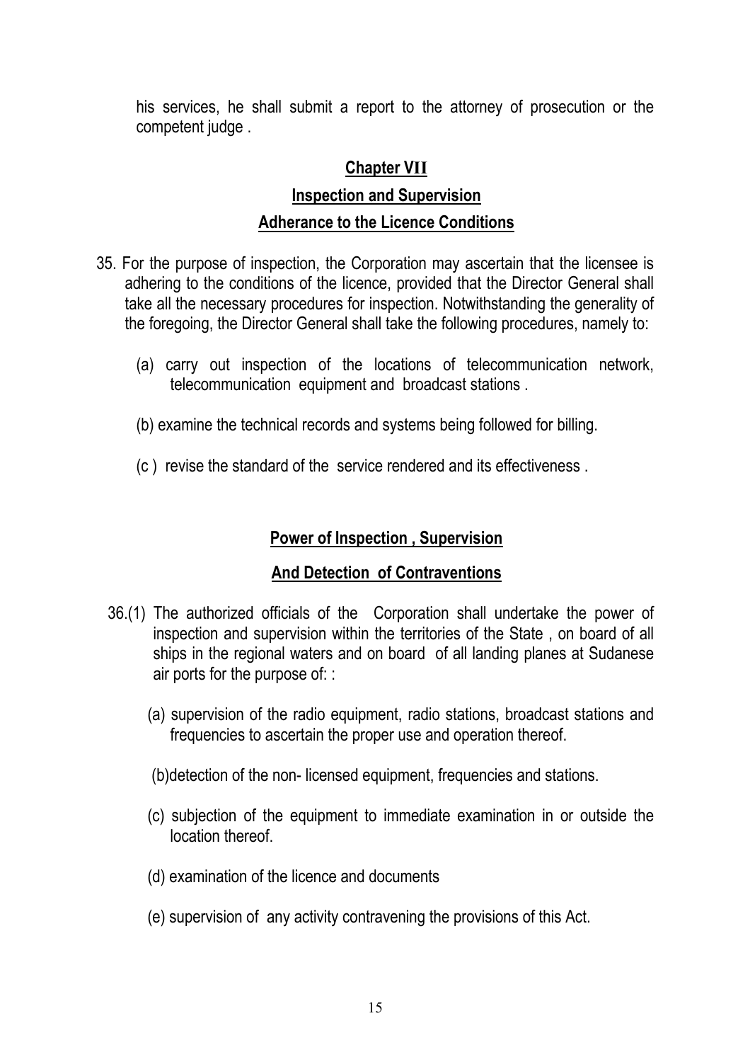his services, he shall submit a report to the attorney of prosecution or the competent judge .

## Chapter VII

## Inspection and Supervision

### Adherance to the Licence Conditions

35. For the purpose of inspection, the Corporation may ascertain that the licensee is adhering to the conditions of the licence, provided that the Director General shall take all the necessary procedures for inspection. Notwithstanding the generality of the foregoing, the Director General shall take the following procedures, namely to:

    (a) carry out inspection of the locations of telecommunication network, telecommunication equipment and broadcast stations .

    (b) examine the technical records and systems being followed for billing.

    (c ) revise the standard of the service rendered and its effectiveness .

### Power of Inspection , Supervision And Detection of Contraventions

36.(1) The authorized officials of the Corporation shall undertake the power of inspection and supervision within the territories of the State , on board of all ships in the regional waters and on board of all landing planes at Sudanese air ports for the purpose of: :

(a) supervision of the radio equipment, radio stations, broadcast stations and frequencies to ascertain the proper use and operation thereof.

(b)detection of the non- licensed equipment, frequencies and stations.

(c) subjection of the equipment to immediate examination in or outside the location thereof.

(d) examination of the licence and documents

(e) supervision of any activity contravening the provisions of this Act.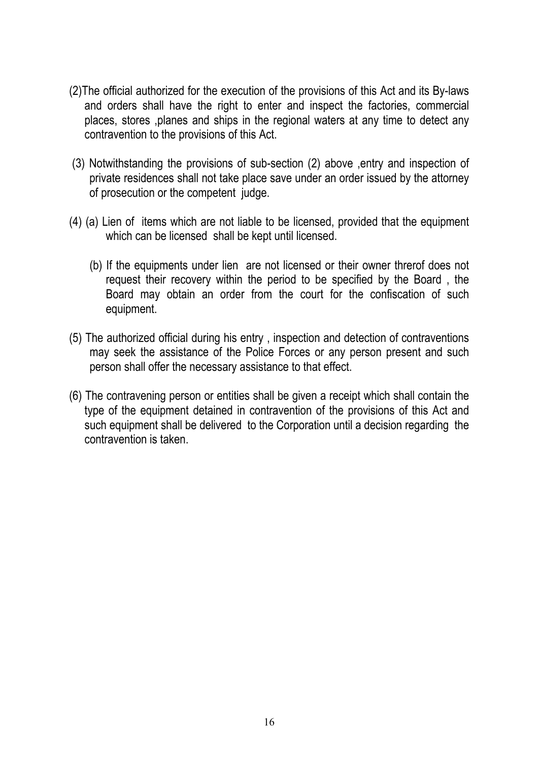(2)The official authorized for the execution of the provisions of this Act and its By-laws and orders shall have the right to enter and inspect the factories, commercial places, stores ,planes and ships in the regional waters at any time to detect any contravention to the provisions of this Act.

(3) Notwithstanding the provisions of sub-section (2) above ,entry and inspection of private residences shall not take place save under an order issued by the attorney of prosecution or the competent judge.

(4) (a) Lien of items which are not liable to be licensed, provided that the equipment which can be licensed shall be kept until licensed.

(b) If the equipments under lien are not licensed or their owner threrof does not request their recovery within the period to be specified by the Board , the Board may obtain an order from the court for the confiscation of such equipment.

(5) The authorized official during his entry , inspection and detection of contraventions may seek the assistance of the Police Forces or any person present and such person shall offer the necessary assistance to that effect.

(6) The contravening person or entities shall be given a receipt which shall contain the type of the equipment detained in contravention of the provisions of this Act and such equipment shall be delivered to the Corporation until a decision regarding the contravention is taken.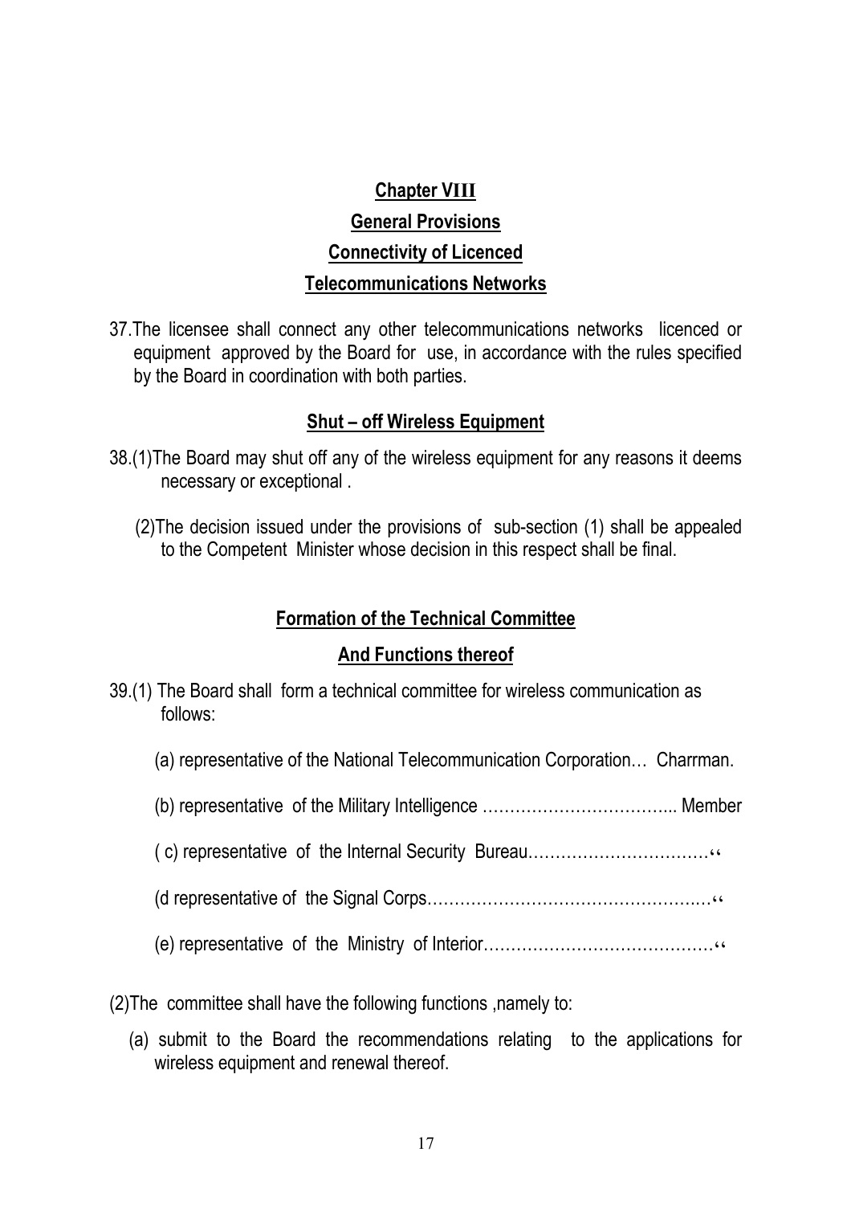## Chapter VIII

## General Provisions

## Connectivity of Licenced

## Telecommunications Networks

37.The licensee shall connect any other telecommunications networks licenced or equipment approved by the Board for use, in accordance with the rules specified by the Board in coordination with both parties.

### Shut – off Wireless Equipment

38.(1)The Board may shut off any of the wireless equipment for any reasons it deems necessary or exceptional .

(2)The decision issued under the provisions of sub-section (1) shall be appealed to the Competent Minister whose decision in this respect shall be final.

### Formation of the Technical Committee

### And Functions thereof

39.(1) The Board shall form a technical committee for wireless communication as follows:

(a) representative of the National Telecommunication Corporation… Charrman.

(b) representative of the Military Intelligence …………………………….. Member

( c) representative of the Internal Security Bureau……………………………"

(d representative of the Signal Corps……………………………………….…"

(e) representative of the Ministry of Interior……………………………………"

(2)The committee shall have the following functions ,namely to:

(a) submit to the Board the recommendations relating to the applications for wireless equipment and renewal thereof.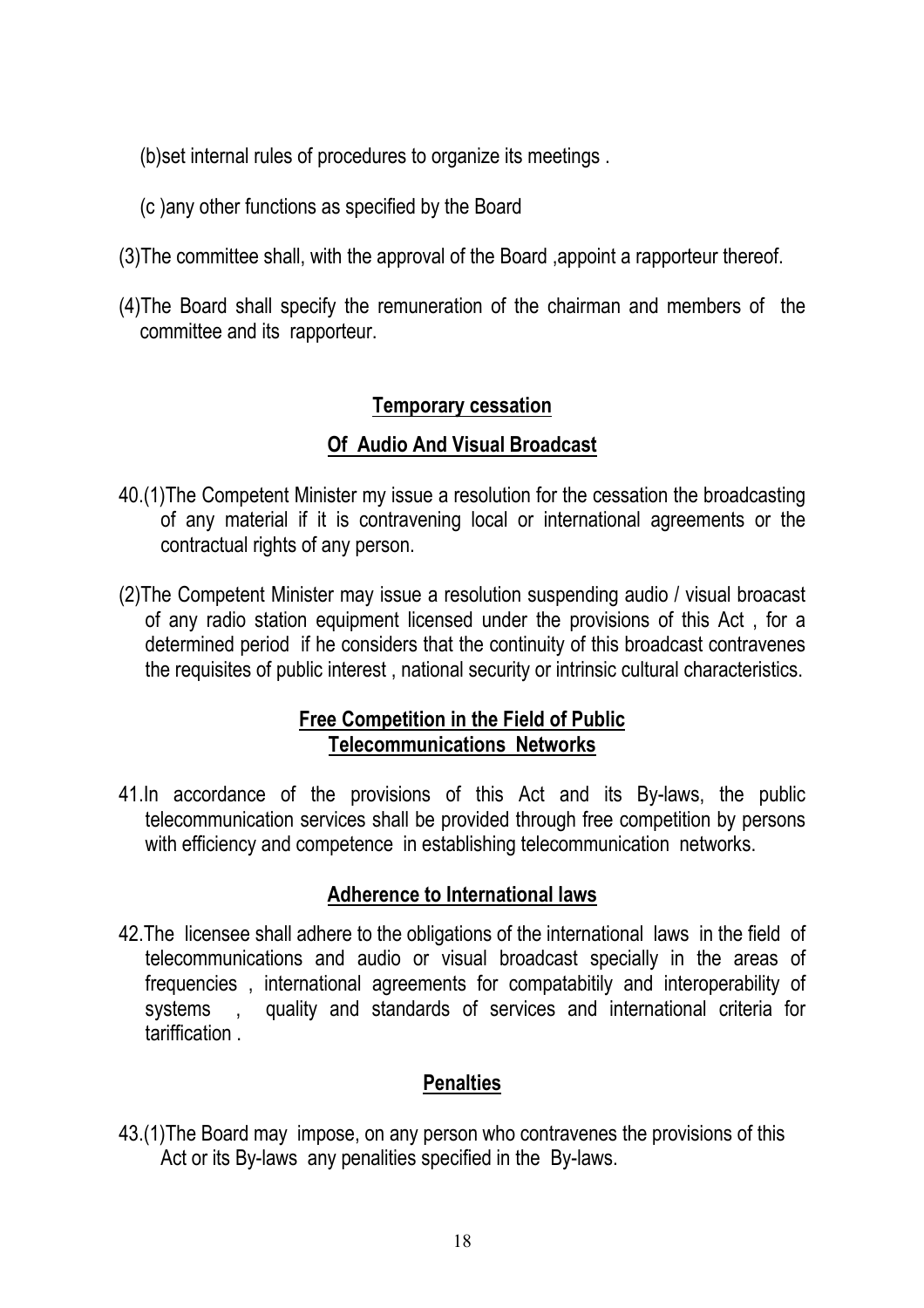(b)set internal rules of procedures to organize its meetings .

(c )any other functions as specified by the Board

(3)The committee shall, with the approval of the Board ,appoint a rapporteur thereof.

(4)The Board shall specify the remuneration of the chairman and members of the committee and its rapporteur.

## Temporary cessation

## Of Audio And Visual Broadcast

40.(1)The Competent Minister my issue a resolution for the cessation the broadcasting of any material if it is contravening local or international agreements or the contractual rights of any person.

(2)The Competent Minister may issue a resolution suspending audio / visual broacast of any radio station equipment licensed under the provisions of this Act , for a determined period if he considers that the continuity of this broadcast contravenes the requisites of public interest , national security or intrinsic cultural characteristics.

## Free Competition in the Field of Public Telecommunications Networks

41.In accordance of the provisions of this Act and its By-laws, the public telecommunication services shall be provided through free competition by persons with efficiency and competence in establishing telecommunication networks.

## Adherence to International laws

42.The licensee shall adhere to the obligations of the international laws in the field of telecommunications and audio or visual broadcast specially in the areas of frequencies , international agreements for compatabitily and interoperability of systems , quality and standards of services and international criteria for tariffication .

## Penalties

43.(1)The Board may impose, on any person who contravenes the provisions of this Act or its By-laws any penalities specified in the By-laws.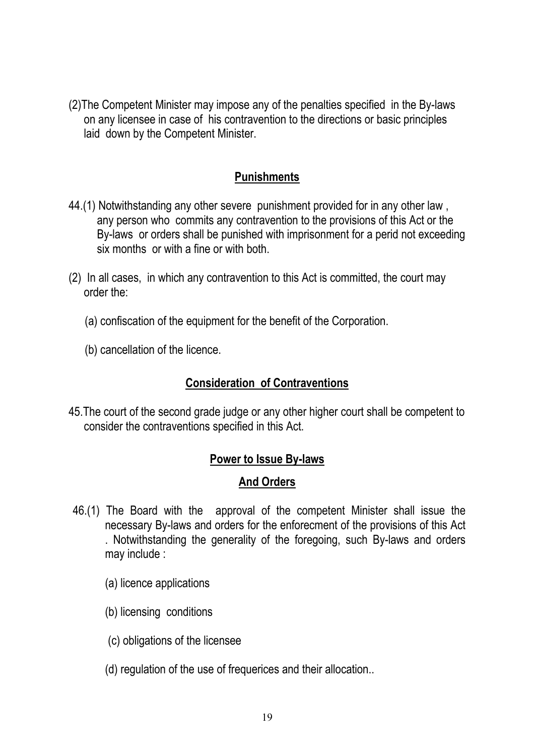(2)The Competent Minister may impose any of the penalties specified in the By-laws on any licensee in case of his contravention to the directions or basic principles laid down by the Competent Minister.

## Punishments

44.(1) Notwithstanding any other severe punishment provided for in any other law , any person who commits any contravention to the provisions of this Act or the By-laws or orders shall be punished with imprisonment for a perid not exceeding six months or with a fine or with both.

(2) In all cases, in which any contravention to this Act is committed, the court may order the:

(a) confiscation of the equipment for the benefit of the Corporation.

(b) cancellation of the licence.

## Consideration of Contraventions

45.The court of the second grade judge or any other higher court shall be competent to consider the contraventions specified in this Act.

## Power to Issue By-laws

## And Orders

46.(1) The Board with the approval of the competent Minister shall issue the necessary By-laws and orders for the enforecment of the provisions of this Act . Notwithstanding the generality of the foregoing, such By-laws and orders may include :

(a) licence applications

(b) licensing conditions

(c) obligations of the licensee

(d) regulation of the use of frequerices and their allocation..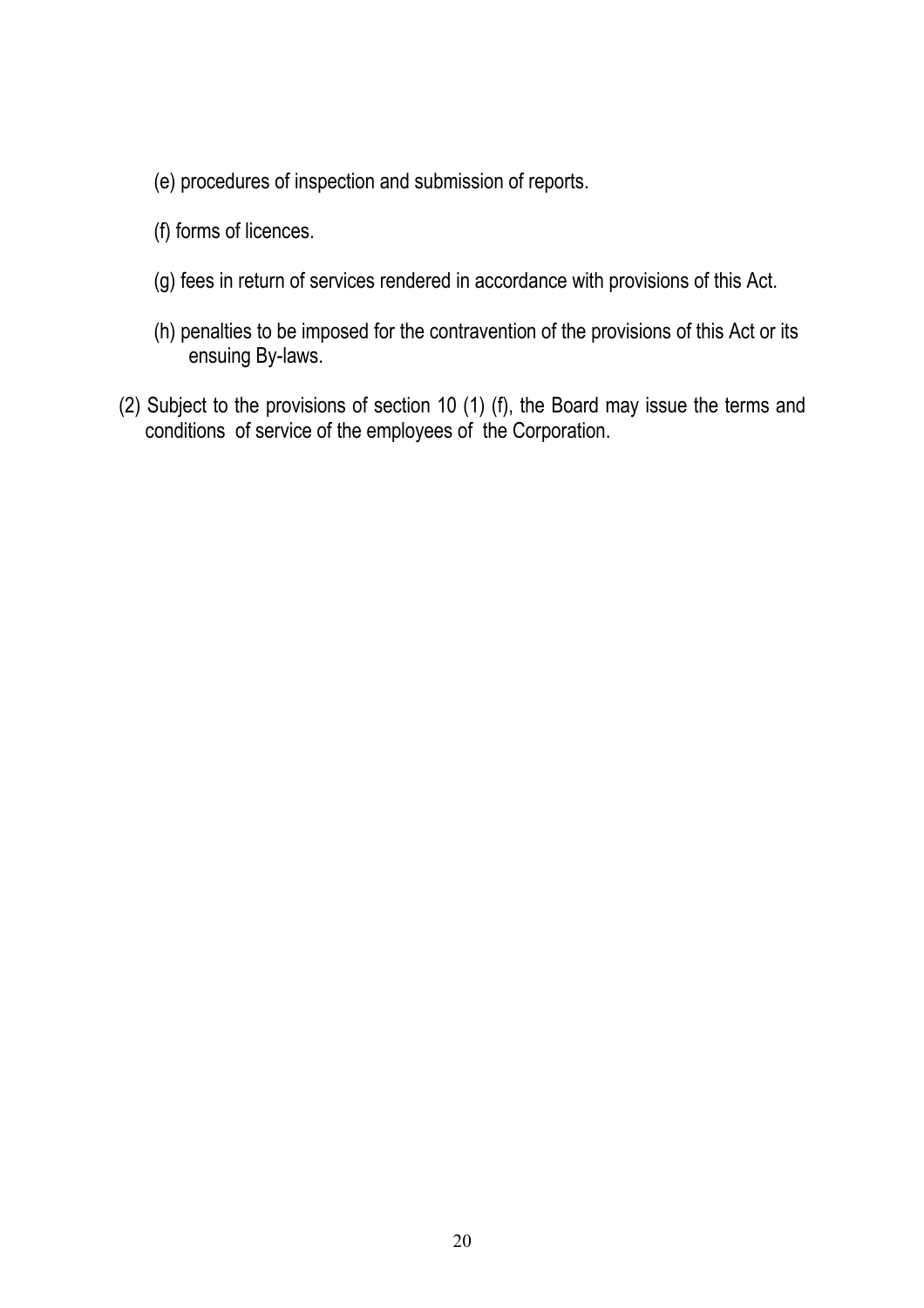(e) procedures of inspection and submission of reports.

(f) forms of licences.

(g) fees in return of services rendered in accordance with provisions of this Act.

(h) penalties to be imposed for the contravention of the provisions of this Act or its ensuing By-laws.

(2) Subject to the provisions of section 10 (1) (f), the Board may issue the terms and conditions of service of the employees of the Corporation.